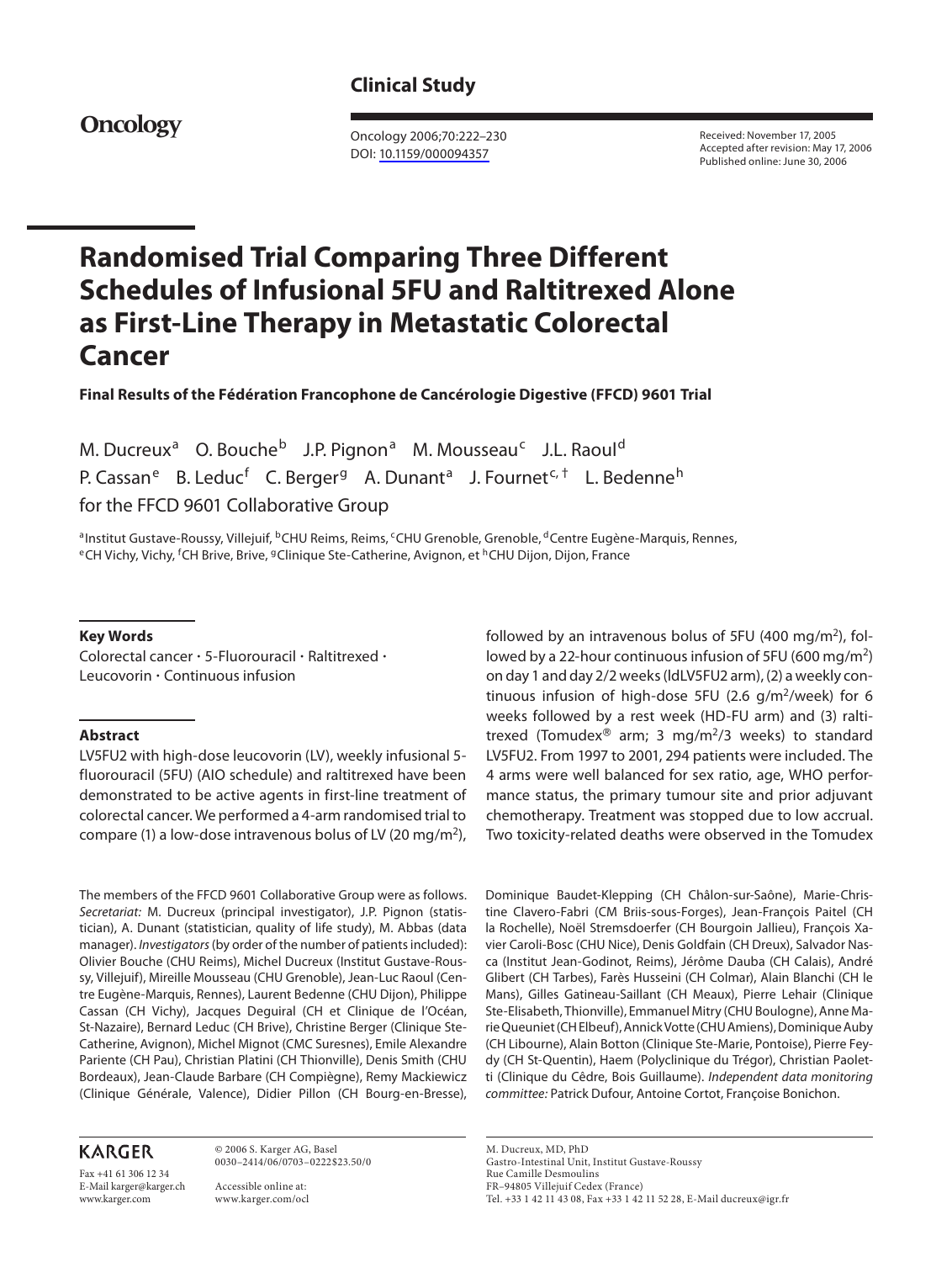**Clinical Study**

**Oncology**

Oncology 2006;70:222–230
DOI: 10.1159/000094357

Received: November 17, 2005
Accepted after revision: May 17, 2006
Published online: June 30, 2006

# Randomised Trial Comparing Three Different Schedules of Infusional 5FU and Raltitrexed Alone as First-Line Therapy in Metastatic Colorectal Cancer

**Final Results of the Fédération Francophone de Cancérologie Digestive (FFCD) 9601 Trial**

M. Ducreux[a] O. Bouche[b] J.P. Pignon[a] M. Mousseau[c] J.L. Raoul[d] P. Cassan[e] B. Leduc[f] C. Berger[g] A. Dunant[a] J. Fournet[c, †] L. Bedenne[h] for the FFCD 9601 Collaborative Group

[a]Institut Gustave-Roussy, Villejuif, [b]CHU Reims, Reims, [c]CHU Grenoble, Grenoble, [d]Centre Eugène-Marquis, Rennes, [e]CH Vichy, Vichy, [f]CH Brive, Brive, [g]Clinique Ste-Catherine, Avignon, et [h]CHU Dijon, Dijon, France

## Key Words

Colorectal cancer · 5-Fluorouracil · Raltitrexed · Leucovorin · Continuous infusion

## Abstract

LV5FU2 with high-dose leucovorin (LV), weekly infusional 5-fluorouracil (5FU) (AIO schedule) and raltitrexed have been demonstrated to be active agents in first-line treatment of colorectal cancer. We performed a 4-arm randomised trial to compare (1) a low-dose intravenous bolus of LV (20 mg/m$^2$), followed by an intravenous bolus of 5FU (400 mg/m$^2$), followed by a 22-hour continuous infusion of 5FU (600 mg/m$^2$) on day 1 and day 2/2 weeks (ldLV5FU2 arm), (2) a weekly continuous infusion of high-dose 5FU (2.6 g/m$^2$/week) for 6 weeks followed by a rest week (HD-FU arm) and (3) raltitrexed (Tomudex® arm; 3 mg/m$^2$/3 weeks) to standard LV5FU2. From 1997 to 2001, 294 patients were included. The 4 arms were well balanced for sex ratio, age, WHO performance status, the primary tumour site and prior adjuvant chemotherapy. Treatment was stopped due to low accrual. Two toxicity-related deaths were observed in the Tomudex

The members of the FFCD 9601 Collaborative Group were as follows. *Secretariat:* M. Ducreux (principal investigator), J.P. Pignon (statistician), A. Dunant (statistician, quality of life study), M. Abbas (data manager). *Investigators* (by order of the number of patients included): Olivier Bouche (CHU Reims), Michel Ducreux (Institut Gustave-Roussy, Villejuif), Mireille Mousseau (CHU Grenoble), Jean-Luc Raoul (Centre Eugène-Marquis, Rennes), Laurent Bedenne (CHU Dijon), Philippe Cassan (CH Vichy), Jacques Deguiral (CH et Clinique de l'Océan, St-Nazaire), Bernard Leduc (CH Brive), Christine Berger (Clinique Ste-Catherine, Avignon), Michel Mignot (CMC Suresnes), Emile Alexandre Pariente (CH Pau), Christian Platini (CH Thionville), Denis Smith (CHU Bordeaux), Jean-Claude Barbare (CH Compiègne), Remy Mackiewicz (Clinique Générale, Valence), Didier Pillon (CH Bourg-en-Bresse), Dominique Baudet-Klepping (CH Châlon-sur-Saône), Marie-Christine Clavero-Fabri (CM Briis-sous-Forges), Jean-François Paitel (CH la Rochelle), Noël Stremsdoerfer (CH Bourgoin Jallieu), François Xavier Caroli-Bosc (CHU Nice), Denis Goldfain (CH Dreux), Salvador Nasca (Institut Jean-Godinot, Reims), Jérôme Dauba (CH Calais), André Glibert (CH Tarbes), Farès Husseini (CH Colmar), Alain Blanchi (CH le Mans), Gilles Gatineau-Saillant (CH Meaux), Pierre Lehair (Clinique Ste-Elisabeth, Thionville), Emmanuel Mitry (CHU Boulogne), Anne Marie Queuniet (CH Elbeuf), Annick Votte (CHU Amiens), Dominique Auby (CH Libourne), Alain Botton (Clinique Ste-Marie, Pontoise), Pierre Feydy (CH St-Quentin), Haem (Polyclinique du Trégor), Christian Paoletti (Clinique du Cêdre, Bois Guillaume). *Independent data monitoring committee:* Patrick Dufour, Antoine Cortot, Françoise Bonichon.

KARGER

Fax +41 61 306 12 34
E-Mail karger@karger.ch
www.karger.com

© 2006 S. Karger AG, Basel
0030–2414/06/0703–0222$23.50/0

Accessible online at:
www.karger.com/ocl

M. Ducreux, MD, PhD
Gastro-Intestinal Unit, Institut Gustave-Roussy
Rue Camille Desmoulins
FR–94805 Villejuif Cedex (France)
Tel. +33 1 42 11 43 08, Fax +33 1 42 11 52 28, E-Mail ducreux@igr.fr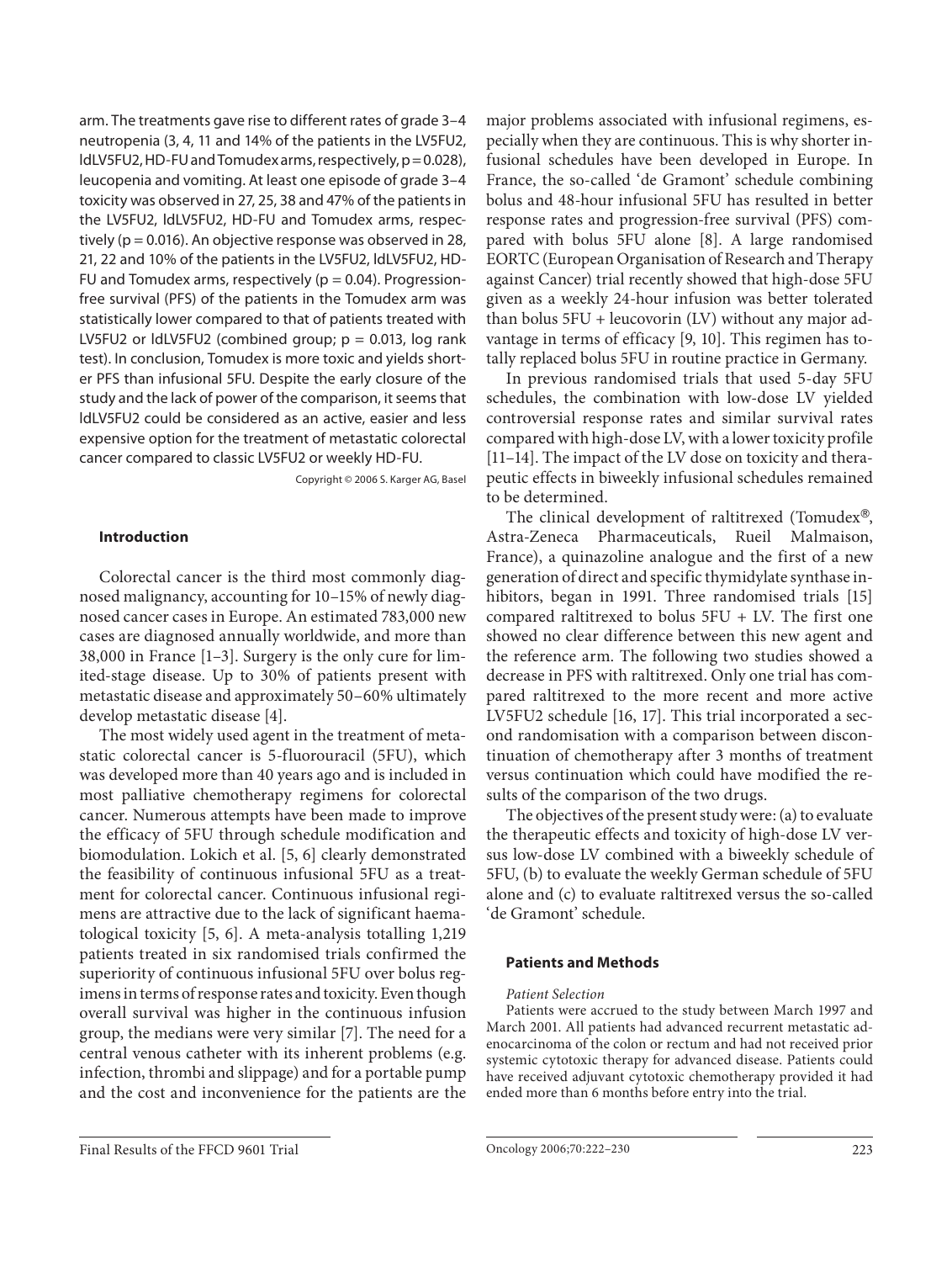arm. The treatments gave rise to different rates of grade 3–4 neutropenia (3, 4, 11 and 14% of the patients in the LV5FU2, ldLV5FU2, HD-FU and Tomudex arms, respectively, $p = 0.028$), leucopenia and vomiting. At least one episode of grade 3–4 toxicity was observed in 27, 25, 38 and 47% of the patients in the LV5FU2, ldLV5FU2, HD-FU and Tomudex arms, respectively ($p = 0.016$). An objective response was observed in 28, 21, 22 and 10% of the patients in the LV5FU2, ldLV5FU2, HD-FU and Tomudex arms, respectively ($p = 0.04$). Progression-free survival (PFS) of the patients in the Tomudex arm was statistically lower compared to that of patients treated with LV5FU2 or ldLV5FU2 (combined group; $p = 0.013$, log rank test). In conclusion, Tomudex is more toxic and yields shorter PFS than infusional 5FU. Despite the early closure of the study and the lack of power of the comparison, it seems that ldLV5FU2 could be considered as an active, easier and less expensive option for the treatment of metastatic colorectal cancer compared to classic LV5FU2 or weekly HD-FU.

Copyright © 2006 S. Karger AG, Basel

## Introduction

Colorectal cancer is the third most commonly diagnosed malignancy, accounting for 10–15% of newly diagnosed cancer cases in Europe. An estimated 783,000 new cases are diagnosed annually worldwide, and more than 38,000 in France [1–3]. Surgery is the only cure for limited-stage disease. Up to 30% of patients present with metastatic disease and approximately 50–60% ultimately develop metastatic disease [4].

The most widely used agent in the treatment of metastatic colorectal cancer is 5-fluorouracil (5FU), which was developed more than 40 years ago and is included in most palliative chemotherapy regimens for colorectal cancer. Numerous attempts have been made to improve the efficacy of 5FU through schedule modification and biomodulation. Lokich et al. [5, 6] clearly demonstrated the feasibility of continuous infusional 5FU as a treatment for colorectal cancer. Continuous infusional regimens are attractive due to the lack of significant haematological toxicity [5, 6]. A meta-analysis totalling 1,219 patients treated in six randomised trials confirmed the superiority of continuous infusional 5FU over bolus regimens in terms of response rates and toxicity. Even though overall survival was higher in the continuous infusion group, the medians were very similar [7]. The need for a central venous catheter with its inherent problems (e.g. infection, thrombi and slippage) and for a portable pump and the cost and inconvenience for the patients are the major problems associated with infusional regimens, especially when they are continuous. This is why shorter infusional schedules have been developed in Europe. In France, the so-called 'de Gramont' schedule combining bolus and 48-hour infusional 5FU has resulted in better response rates and progression-free survival (PFS) compared with bolus 5FU alone [8]. A large randomised EORTC (European Organisation of Research and Therapy against Cancer) trial recently showed that high-dose 5FU given as a weekly 24-hour infusion was better tolerated than bolus 5FU + leucovorin (LV) without any major advantage in terms of efficacy [9, 10]. This regimen has totally replaced bolus 5FU in routine practice in Germany.

In previous randomised trials that used 5-day 5FU schedules, the combination with low-dose LV yielded controversial response rates and similar survival rates compared with high-dose LV, with a lower toxicity profile [11–14]. The impact of the LV dose on toxicity and therapeutic effects in biweekly infusional schedules remained to be determined.

The clinical development of raltitrexed (Tomudex®, Astra-Zeneca Pharmaceuticals, Rueil Malmaison, France), a quinazoline analogue and the first of a new generation of direct and specific thymidylate synthase inhibitors, began in 1991. Three randomised trials [15] compared raltitrexed to bolus 5FU + LV. The first one showed no clear difference between this new agent and the reference arm. The following two studies showed a decrease in PFS with raltitrexed. Only one trial has compared raltitrexed to the more recent and more active LV5FU2 schedule [16, 17]. This trial incorporated a second randomisation with a comparison between discontinuation of chemotherapy after 3 months of treatment versus continuation which could have modified the results of the comparison of the two drugs.

The objectives of the present study were: (a) to evaluate the therapeutic effects and toxicity of high-dose LV versus low-dose LV combined with a biweekly schedule of 5FU, (b) to evaluate the weekly German schedule of 5FU alone and (c) to evaluate raltitrexed versus the so-called 'de Gramont' schedule.

## Patients and Methods

*Patient Selection*

Patients were accrued to the study between March 1997 and March 2001. All patients had advanced recurrent metastatic adenocarcinoma of the colon or rectum and had not received prior systemic cytotoxic therapy for advanced disease. Patients could have received adjuvant cytotoxic chemotherapy provided it had ended more than 6 months before entry into the trial.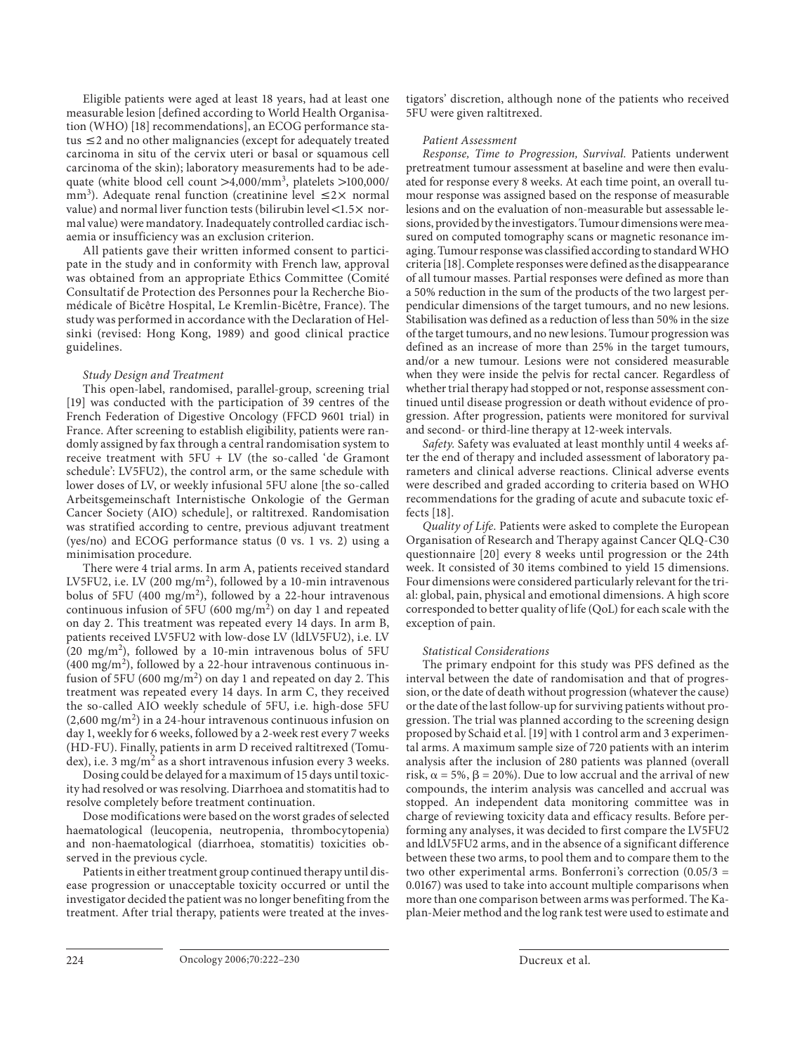Eligible patients were aged at least 18 years, had at least one measurable lesion [defined according to World Health Organisation (WHO) [18] recommendations], an ECOG performance status $\leq 2$ and no other malignancies (except for adequately treated carcinoma in situ of the cervix uteri or basal or squamous cell carcinoma of the skin); laboratory measurements had to be adequate (white blood cell count $>4{,}000/mm^3$, platelets $>100{,}000/mm^3$). Adequate renal function (creatinine level $\leq 2\times$ normal value) and normal liver function tests (bilirubin level $<1.5\times$ normal value) were mandatory. Inadequately controlled cardiac ischaemia or insufficiency was an exclusion criterion.

All patients gave their written informed consent to participate in the study and in conformity with French law, approval was obtained from an appropriate Ethics Committee (Comité Consultatif de Protection des Personnes pour la Recherche Biomédicale of Bicêtre Hospital, Le Kremlin-Bicêtre, France). The study was performed in accordance with the Declaration of Helsinki (revised: Hong Kong, 1989) and good clinical practice guidelines.

*Study Design and Treatment*

This open-label, randomised, parallel-group, screening trial [19] was conducted with the participation of 39 centres of the French Federation of Digestive Oncology (FFCD 9601 trial) in France. After screening to establish eligibility, patients were randomly assigned by fax through a central randomisation system to receive treatment with 5FU + LV (the so-called 'de Gramont schedule': LV5FU2), the control arm, or the same schedule with lower doses of LV, or weekly infusional 5FU alone [the so-called Arbeitsgemeinschaft Internistische Onkologie of the German Cancer Society (AIO) schedule], or raltitrexed. Randomisation was stratified according to centre, previous adjuvant treatment (yes/no) and ECOG performance status (0 vs. 1 vs. 2) using a minimisation procedure.

There were 4 trial arms. In arm A, patients received standard LV5FU2, i.e. LV (200 $mg/m^2$), followed by a 10-min intravenous bolus of 5FU (400 $mg/m^2$), followed by a 22-hour intravenous continuous infusion of 5FU (600 $mg/m^2$) on day 1 and repeated on day 2. This treatment was repeated every 14 days. In arm B, patients received LV5FU2 with low-dose LV (ldLV5FU2), i.e. LV (20 $mg/m^2$), followed by a 10-min intravenous bolus of 5FU (400 $mg/m^2$), followed by a 22-hour intravenous continuous infusion of 5FU (600 $mg/m^2$) on day 1 and repeated on day 2. This treatment was repeated every 14 days. In arm C, they received the so-called AIO weekly schedule of 5FU, i.e. high-dose 5FU (2,600 $mg/m^2$) in a 24-hour intravenous continuous infusion on day 1, weekly for 6 weeks, followed by a 2-week rest every 7 weeks (HD-FU). Finally, patients in arm D received raltitrexed (Tomudex), i.e. 3 $mg/m^2$ as a short intravenous infusion every 3 weeks.

Dosing could be delayed for a maximum of 15 days until toxicity had resolved or was resolving. Diarrhoea and stomatitis had to resolve completely before treatment continuation.

Dose modifications were based on the worst grades of selected haematological (leucopenia, neutropenia, thrombocytopenia) and non-haematological (diarrhoea, stomatitis) toxicities observed in the previous cycle.

Patients in either treatment group continued therapy until disease progression or unacceptable toxicity occurred or until the investigator decided the patient was no longer benefiting from the treatment. After trial therapy, patients were treated at the investigators' discretion, although none of the patients who received 5FU were given raltitrexed.

*Patient Assessment*

*Response, Time to Progression, Survival.* Patients underwent pretreatment tumour assessment at baseline and were then evaluated for response every 8 weeks. At each time point, an overall tumour response was assigned based on the response of measurable lesions and on the evaluation of non-measurable but assessable lesions, provided by the investigators. Tumour dimensions were measured on computed tomography scans or magnetic resonance imaging. Tumour response was classified according to standard WHO criteria [18]. Complete responses were defined as the disappearance of all tumour masses. Partial responses were defined as more than a 50% reduction in the sum of the products of the two largest perpendicular dimensions of the target tumours, and no new lesions. Stabilisation was defined as a reduction of less than 50% in the size of the target tumours, and no new lesions. Tumour progression was defined as an increase of more than 25% in the target tumours, and/or a new tumour. Lesions were not considered measurable when they were inside the pelvis for rectal cancer. Regardless of whether trial therapy had stopped or not, response assessment continued until disease progression or death without evidence of progression. After progression, patients were monitored for survival and second- or third-line therapy at 12-week intervals.

*Safety.* Safety was evaluated at least monthly until 4 weeks after the end of therapy and included assessment of laboratory parameters and clinical adverse reactions. Clinical adverse events were described and graded according to criteria based on WHO recommendations for the grading of acute and subacute toxic effects [18].

*Quality of Life.* Patients were asked to complete the European Organisation of Research and Therapy against Cancer QLQ-C30 questionnaire [20] every 8 weeks until progression or the 24th week. It consisted of 30 items combined to yield 15 dimensions. Four dimensions were considered particularly relevant for the trial: global, pain, physical and emotional dimensions. A high score corresponded to better quality of life (QoL) for each scale with the exception of pain.

*Statistical Considerations*

The primary endpoint for this study was PFS defined as the interval between the date of randomisation and that of progression, or the date of death without progression (whatever the cause) or the date of the last follow-up for surviving patients without progression. The trial was planned according to the screening design proposed by Schaid et al. [19] with 1 control arm and 3 experimental arms. A maximum sample size of 720 patients with an interim analysis after the inclusion of 280 patients was planned (overall risk, $\alpha = 5\%$, $\beta = 20\%$). Due to low accrual and the arrival of new compounds, the interim analysis was cancelled and accrual was stopped. An independent data monitoring committee was in charge of reviewing toxicity data and efficacy results. Before performing any analyses, it was decided to first compare the LV5FU2 and ldLV5FU2 arms, and in the absence of a significant difference between these two arms, to pool them and to compare them to the two other experimental arms. Bonferroni's correction ($0.05/3 = 0.0167$) was used to take into account multiple comparisons when more than one comparison between arms was performed. The Kaplan-Meier method and the log rank test were used to estimate and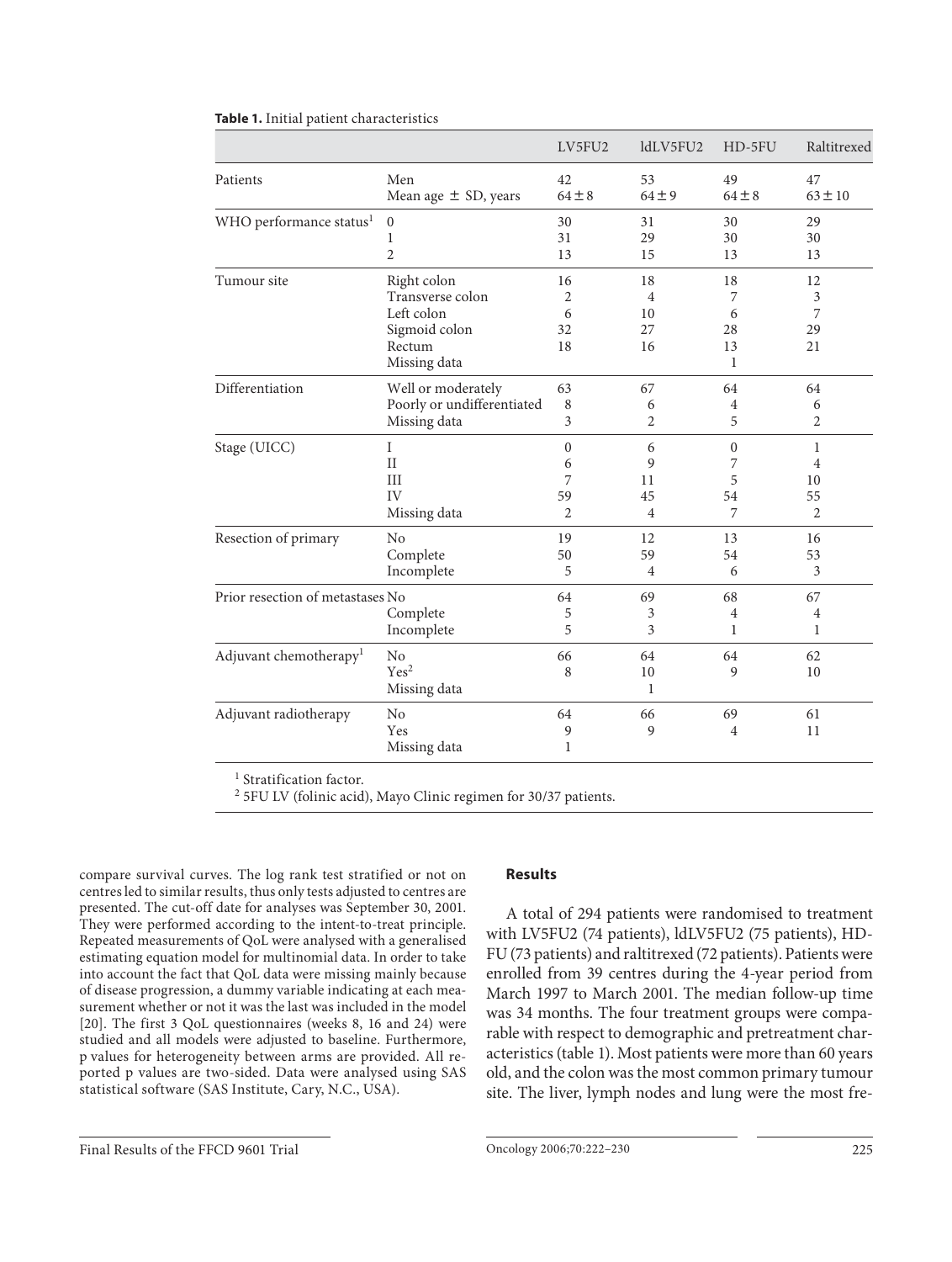**Table 1.** Initial patient characteristics

| | | LV5FU2 | ldLV5FU2 | HD-5FU | Raltitrexed |
|---|---|---|---|---|---|
| Patients | Men | 42 | 53 | 49 | 47 |
| | Mean age ± SD, years | 64 ± 8 | 64 ± 9 | 64 ± 8 | 63 ± 10 |
| WHO performance status[1] | 0 | 30 | 31 | 30 | 29 |
| | 1 | 31 | 29 | 30 | 30 |
| | 2 | 13 | 15 | 13 | 13 |
| Tumour site | Right colon | 16 | 18 | 18 | 12 |
| | Transverse colon | 2 | 4 | 7 | 3 |
| | Left colon | 6 | 10 | 6 | 7 |
| | Sigmoid colon | 32 | 27 | 28 | 29 |
| | Rectum | 18 | 16 | 13 | 21 |
| | Missing data | | | 1 | |
| Differentiation | Well or moderately | 63 | 67 | 64 | 64 |
| | Poorly or undifferentiated | 8 | 6 | 4 | 6 |
| | Missing data | 3 | 2 | 5 | 2 |
| Stage (UICC) | I | 0 | 6 | 0 | 1 |
| | II | 6 | 9 | 7 | 4 |
| | III | 7 | 11 | 5 | 10 |
| | IV | 59 | 45 | 54 | 55 |
| | Missing data | 2 | 4 | 7 | 2 |
| Resection of primary | No | 19 | 12 | 13 | 16 |
| | Complete | 50 | 59 | 54 | 53 |
| | Incomplete | 5 | 4 | 6 | 3 |
| Prior resection of metastases | No | 64 | 69 | 68 | 67 |
| | Complete | 5 | 3 | 4 | 4 |
| | Incomplete | 5 | 3 | 1 | 1 |
| Adjuvant chemotherapy[1] | No | 66 | 64 | 64 | 62 |
| | Yes[2] | 8 | 10 | 9 | 10 |
| | Missing data | | 1 | | |
| Adjuvant radiotherapy | No | 64 | 66 | 69 | 61 |
| | Yes | 9 | 9 | 4 | 11 |
| | Missing data | 1 | | | |

[1] Stratification factor.
[2] 5FU LV (folinic acid), Mayo Clinic regimen for 30/37 patients.

compare survival curves. The log rank test stratified or not on centres led to similar results, thus only tests adjusted to centres are presented. The cut-off date for analyses was September 30, 2001. They were performed according to the intent-to-treat principle. Repeated measurements of QoL were analysed with a generalised estimating equation model for multinomial data. In order to take into account the fact that QoL data were missing mainly because of disease progression, a dummy variable indicating at each measurement whether or not it was the last was included in the model [20]. The first 3 QoL questionnaires (weeks 8, 16 and 24) were studied and all models were adjusted to baseline. Furthermore, p values for heterogeneity between arms are provided. All reported p values are two-sided. Data were analysed using SAS statistical software (SAS Institute, Cary, N.C., USA).

## Results

A total of 294 patients were randomised to treatment with LV5FU2 (74 patients), ldLV5FU2 (75 patients), HD-FU (73 patients) and raltitrexed (72 patients). Patients were enrolled from 39 centres during the 4-year period from March 1997 to March 2001. The median follow-up time was 34 months. The four treatment groups were comparable with respect to demographic and pretreatment characteristics (table 1). Most patients were more than 60 years old, and the colon was the most common primary tumour site. The liver, lymph nodes and lung were the most fre-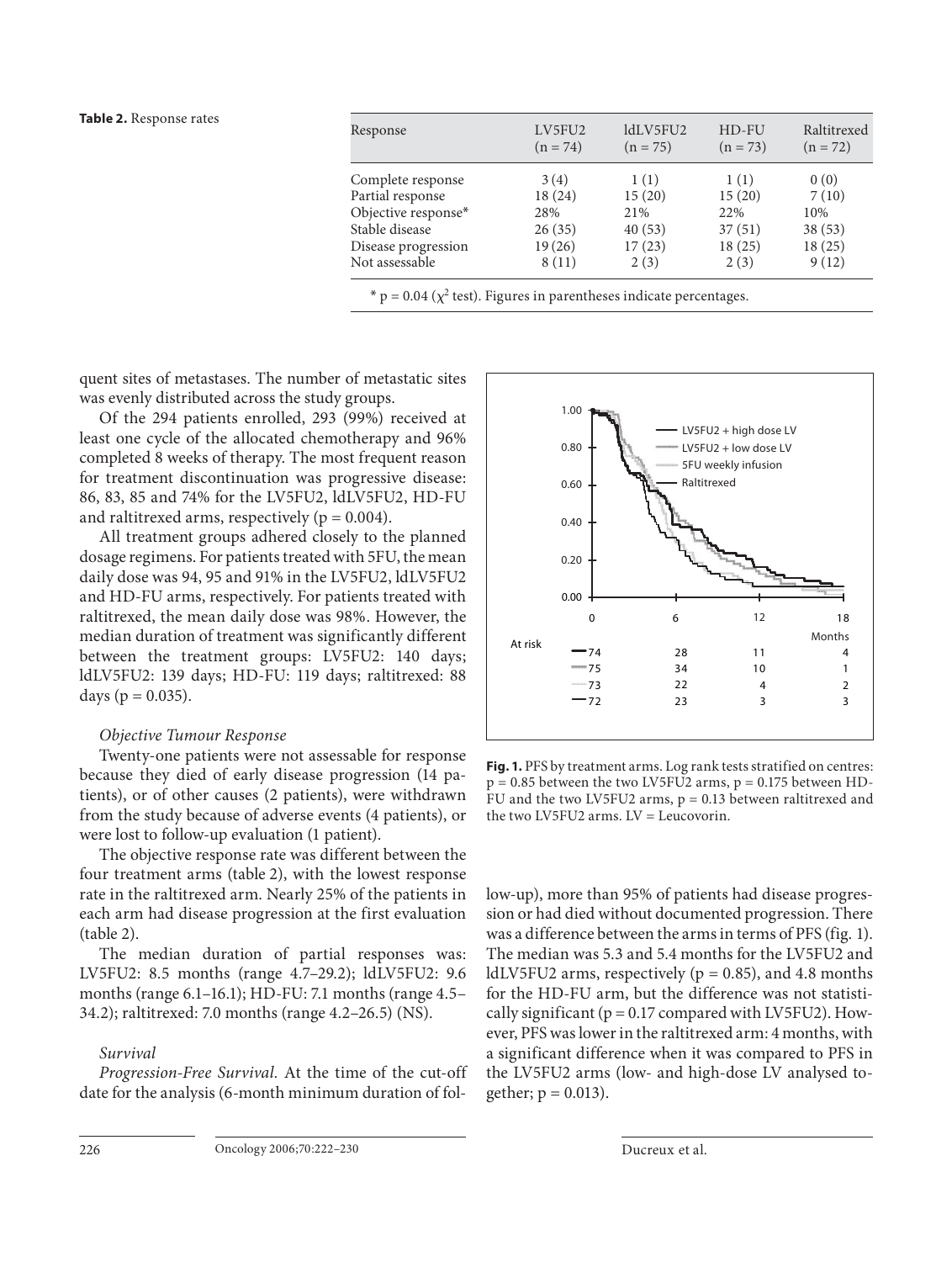**Table 2.** Response rates

| Response | LV5FU2 (n = 74) | ldLV5FU2 (n = 75) | HD-FU (n = 73) | Raltitrexed (n = 72) |
|---|---|---|---|---|
| Complete response | 3 (4) | 1 (1) | 1 (1) | 0 (0) |
| Partial response | 18 (24) | 15 (20) | 15 (20) | 7 (10) |
| Objective response* | 28% | 21% | 22% | 10% |
| Stable disease | 26 (35) | 40 (53) | 37 (51) | 38 (53) |
| Disease progression | 19 (26) | 17 (23) | 18 (25) | 18 (25) |
| Not assessable | 8 (11) | 2 (3) | 2 (3) | 9 (12) |

* $p = 0.04$ ($\chi^2$ test). Figures in parentheses indicate percentages.

quent sites of metastases. The number of metastatic sites was evenly distributed across the study groups.

Of the 294 patients enrolled, 293 (99%) received at least one cycle of the allocated chemotherapy and 96% completed 8 weeks of therapy. The most frequent reason for treatment discontinuation was progressive disease: 86, 83, 85 and 74% for the LV5FU2, ldLV5FU2, HD-FU and raltitrexed arms, respectively ($p = 0.004$).

All treatment groups adhered closely to the planned dosage regimens. For patients treated with 5FU, the mean daily dose was 94, 95 and 91% in the LV5FU2, ldLV5FU2 and HD-FU arms, respectively. For patients treated with raltitrexed, the mean daily dose was 98%. However, the median duration of treatment was significantly different between the treatment groups: LV5FU2: 140 days; ldLV5FU2: 139 days; HD-FU: 119 days; raltitrexed: 88 days ($p = 0.035$).

*Objective Tumour Response*

Twenty-one patients were not assessable for response because they died of early disease progression (14 patients), or of other causes (2 patients), were withdrawn from the study because of adverse events (4 patients), or were lost to follow-up evaluation (1 patient).

The objective response rate was different between the four treatment arms (table 2), with the lowest response rate in the raltitrexed arm. Nearly 25% of the patients in each arm had disease progression at the first evaluation (table 2).

The median duration of partial responses was: LV5FU2: 8.5 months (range 4.7–29.2); ldLV5FU2: 9.6 months (range 6.1–16.1); HD-FU: 7.1 months (range 4.5–34.2); raltitrexed: 7.0 months (range 4.2–26.5) (NS).

*Survival*

*Progression-Free Survival.* At the time of the cut-off date for the analysis (6-month minimum duration of follow-up), more than 95% of patients had disease progression or had died without documented progression. There was a difference between the arms in terms of PFS (fig. 1). The median was 5.3 and 5.4 months for the LV5FU2 and ldLV5FU2 arms, respectively ($p = 0.85$), and 4.8 months for the HD-FU arm, but the difference was not statistically significant ($p = 0.17$ compared with LV5FU2). However, PFS was lower in the raltitrexed arm: 4 months, with a significant difference when it was compared to PFS in the LV5FU2 arms (low- and high-dose LV analysed together; $p = 0.013$).

**Fig. 1.** PFS by treatment arms. Log rank tests stratified on centres: $p = 0.85$ between the two LV5FU2 arms, $p = 0.175$ between HD-FU and the two LV5FU2 arms, $p = 0.13$ between raltitrexed and the two LV5FU2 arms. LV = Leucovorin.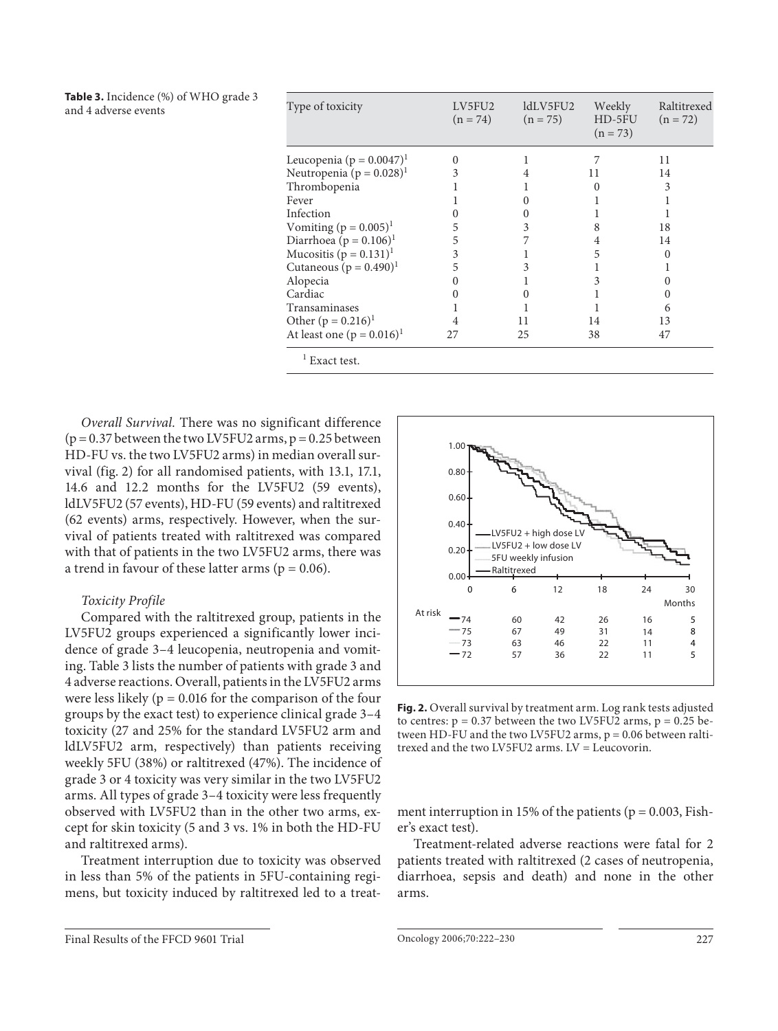**Table 3.** Incidence (%) of WHO grade 3 and 4 adverse events

| Type of toxicity | LV5FU2 (n = 74) | ldLV5FU2 (n = 75) | Weekly HD-5FU (n = 73) | Raltitrexed (n = 72) |
|---|---|---|---|---|
| Leucopenia (p = 0.0047)[1] | 0 | 1 | 7 | 11 |
| Neutropenia (p = 0.028)[1] | 3 | 4 | 11 | 14 |
| Thrombopenia | 1 | 1 | 0 | 3 |
| Fever | 1 | 0 | 1 | 1 |
| Infection | 0 | 0 | 1 | 1 |
| Vomiting (p = 0.005)[1] | 5 | 3 | 8 | 18 |
| Diarrhoea (p = 0.106)[1] | 5 | 7 | 4 | 14 |
| Mucositis (p = 0.131)[1] | 3 | 1 | 5 | 0 |
| Cutaneous (p = 0.490)[1] | 5 | 3 | 1 | 1 |
| Alopecia | 0 | 1 | 3 | 0 |
| Cardiac | 0 | 0 | 1 | 0 |
| Transaminases | 1 | 1 | 1 | 6 |
| Other (p = 0.216)[1] | 4 | 11 | 14 | 13 |
| At least one (p = 0.016)[1] | 27 | 25 | 38 | 47 |

[1] Exact test.

*Overall Survival.* There was no significant difference (p = 0.37 between the two LV5FU2 arms, p = 0.25 between HD-FU vs. the two LV5FU2 arms) in median overall survival (fig. 2) for all randomised patients, with 13.1, 17.1, 14.6 and 12.2 months for the LV5FU2 (59 events), ldLV5FU2 (57 events), HD-FU (59 events) and raltitrexed (62 events) arms, respectively. However, when the survival of patients treated with raltitrexed was compared with that of patients in the two LV5FU2 arms, there was a trend in favour of these latter arms (p = 0.06).

*Toxicity Profile*

Compared with the raltitrexed group, patients in the LV5FU2 groups experienced a significantly lower incidence of grade 3–4 leucopenia, neutropenia and vomiting. Table 3 lists the number of patients with grade 3 and 4 adverse reactions. Overall, patients in the LV5FU2 arms were less likely (p = 0.016 for the comparison of the four groups by the exact test) to experience clinical grade 3–4 toxicity (27 and 25% for the standard LV5FU2 arm and ldLV5FU2 arm, respectively) than patients receiving weekly 5FU (38%) or raltitrexed (47%). The incidence of grade 3 or 4 toxicity was very similar in the two LV5FU2 arms. All types of grade 3–4 toxicity were less frequently observed with LV5FU2 than in the other two arms, except for skin toxicity (5 and 3 vs. 1% in both the HD-FU and raltitrexed arms).

Treatment interruption due to toxicity was observed in less than 5% of the patients in 5FU-containing regimens, but toxicity induced by raltitrexed led to a treatment interruption in 15% of the patients (p = 0.003, Fisher's exact test).

Treatment-related adverse reactions were fatal for 2 patients treated with raltitrexed (2 cases of neutropenia, diarrhoea, sepsis and death) and none in the other arms.

| At risk | 0 | 6 | 12 | 18 | 24 | 30 |
|---|---|---|---|---|---|---|
| LV5FU2 + high dose LV | 74 | 60 | 42 | 26 | 16 | 5 |
| LV5FU2 + low dose LV | 75 | 67 | 49 | 31 | 14 | 8 |
| 5FU weekly infusion | 73 | 63 | 46 | 22 | 11 | 4 |
| Raltitrexed | 72 | 57 | 36 | 22 | 11 | 5 |

**Fig. 2.** Overall survival by treatment arm. Log rank tests adjusted to centres: p = 0.37 between the two LV5FU2 arms, p = 0.25 between HD-FU and the two LV5FU2 arms, p = 0.06 between raltitrexed and the two LV5FU2 arms. LV = Leucovorin.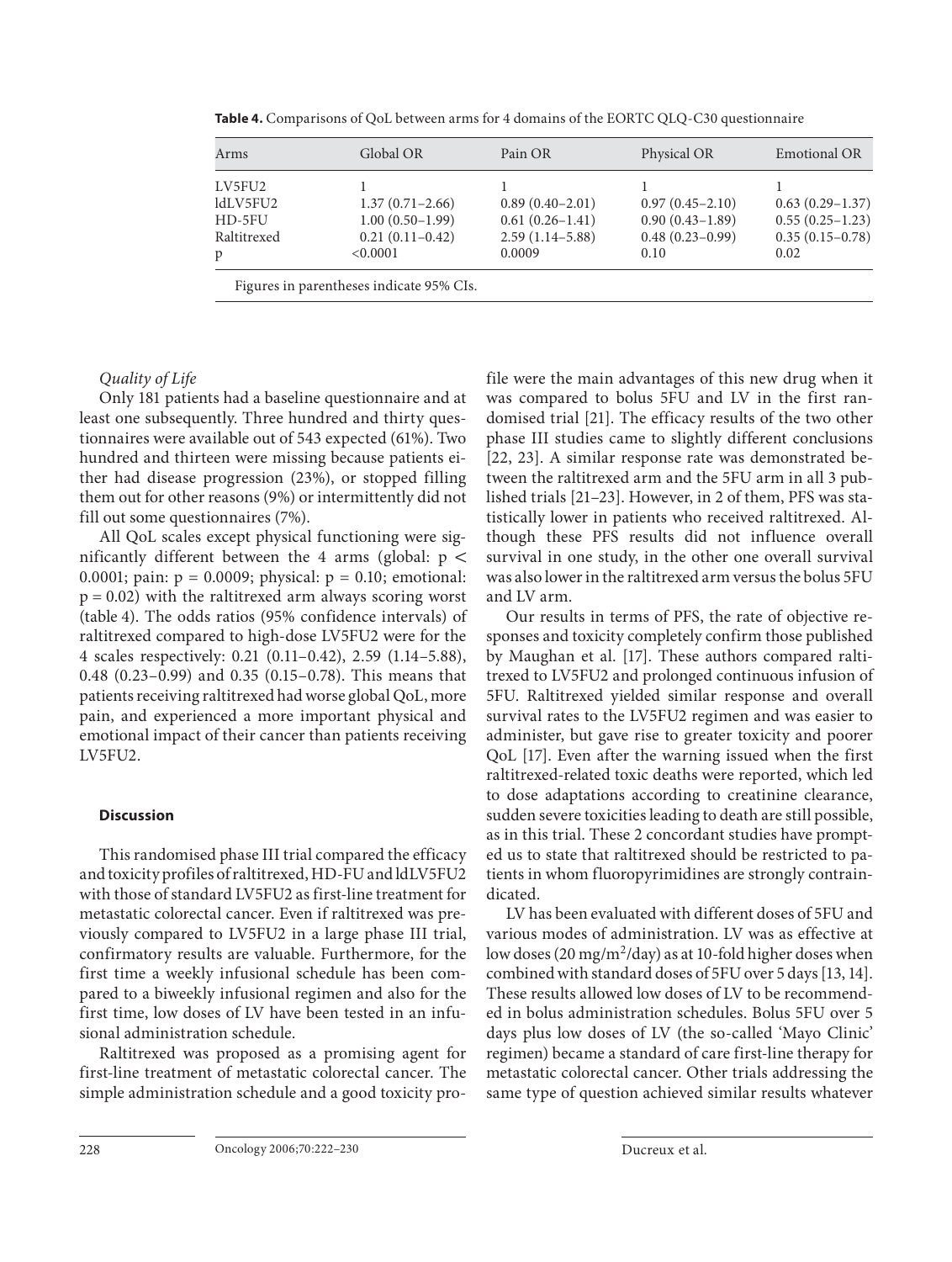**Table 4.** Comparisons of QoL between arms for 4 domains of the EORTC QLQ-C30 questionnaire

| Arms | Global OR | Pain OR | Physical OR | Emotional OR |
|---|---|---|---|---|
| LV5FU2 | 1 | 1 | 1 | 1 |
| ldLV5FU2 | 1.37 (0.71–2.66) | 0.89 (0.40–2.01) | 0.97 (0.45–2.10) | 0.63 (0.29–1.37) |
| HD-5FU | 1.00 (0.50–1.99) | 0.61 (0.26–1.41) | 0.90 (0.43–1.89) | 0.55 (0.25–1.23) |
| Raltitrexed | 0.21 (0.11–0.42) | 2.59 (1.14–5.88) | 0.48 (0.23–0.99) | 0.35 (0.15–0.78) |
| p | <0.0001 | 0.0009 | 0.10 | 0.02 |

Figures in parentheses indicate 95% CIs.

*Quality of Life*

Only 181 patients had a baseline questionnaire and at least one subsequently. Three hundred and thirty questionnaires were available out of 543 expected (61%). Two hundred and thirteen were missing because patients either had disease progression (23%), or stopped filling them out for other reasons (9%) or intermittently did not fill out some questionnaires (7%).

All QoL scales except physical functioning were significantly different between the 4 arms (global: $p < 0.0001$; pain: $p = 0.0009$; physical: $p = 0.10$; emotional: $p = 0.02$) with the raltitrexed arm always scoring worst (table 4). The odds ratios (95% confidence intervals) of raltitrexed compared to high-dose LV5FU2 were for the 4 scales respectively: 0.21 (0.11–0.42), 2.59 (1.14–5.88), 0.48 (0.23–0.99) and 0.35 (0.15–0.78). This means that patients receiving raltitrexed had worse global QoL, more pain, and experienced a more important physical and emotional impact of their cancer than patients receiving LV5FU2.

## Discussion

This randomised phase III trial compared the efficacy and toxicity profiles of raltitrexed, HD-FU and ldLV5FU2 with those of standard LV5FU2 as first-line treatment for metastatic colorectal cancer. Even if raltitrexed was previously compared to LV5FU2 in a large phase III trial, confirmatory results are valuable. Furthermore, for the first time a weekly infusional schedule has been compared to a biweekly infusional regimen and also for the first time, low doses of LV have been tested in an infusional administration schedule.

Raltitrexed was proposed as a promising agent for first-line treatment of metastatic colorectal cancer. The simple administration schedule and a good toxicity profile were the main advantages of this new drug when it was compared to bolus 5FU and LV in the first randomised trial [21]. The efficacy results of the two other phase III studies came to slightly different conclusions [22, 23]. A similar response rate was demonstrated between the raltitrexed arm and the 5FU arm in all 3 published trials [21–23]. However, in 2 of them, PFS was statistically lower in patients who received raltitrexed. Although these PFS results did not influence overall survival in one study, in the other one overall survival was also lower in the raltitrexed arm versus the bolus 5FU and LV arm.

Our results in terms of PFS, the rate of objective responses and toxicity completely confirm those published by Maughan et al. [17]. These authors compared raltitrexed to LV5FU2 and prolonged continuous infusion of 5FU. Raltitrexed yielded similar response and overall survival rates to the LV5FU2 regimen and was easier to administer, but gave rise to greater toxicity and poorer QoL [17]. Even after the warning issued when the first raltitrexed-related toxic deaths were reported, which led to dose adaptations according to creatinine clearance, sudden severe toxicities leading to death are still possible, as in this trial. These 2 concordant studies have prompted us to state that raltitrexed should be restricted to patients in whom fluoropyrimidines are strongly contraindicated.

LV has been evaluated with different doses of 5FU and various modes of administration. LV was as effective at low doses (20 mg/m$^2$/day) as at 10-fold higher doses when combined with standard doses of 5FU over 5 days [13, 14]. These results allowed low doses of LV to be recommended in bolus administration schedules. Bolus 5FU over 5 days plus low doses of LV (the so-called 'Mayo Clinic' regimen) became a standard of care first-line therapy for metastatic colorectal cancer. Other trials addressing the same type of question achieved similar results whatever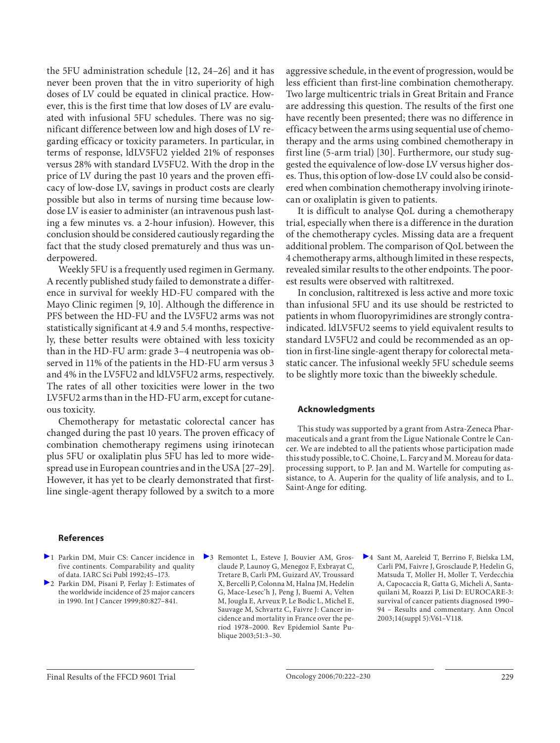the 5FU administration schedule [12, 24–26] and it has never been proven that the in vitro superiority of high doses of LV could be equated in clinical practice. However, this is the first time that low doses of LV are evaluated with infusional 5FU schedules. There was no significant difference between low and high doses of LV regarding efficacy or toxicity parameters. In particular, in terms of response, ldLV5FU2 yielded 21% of responses versus 28% with standard LV5FU2. With the drop in the price of LV during the past 10 years and the proven efficacy of low-dose LV, savings in product costs are clearly possible but also in terms of nursing time because low-dose LV is easier to administer (an intravenous push lasting a few minutes vs. a 2-hour infusion). However, this conclusion should be considered cautiously regarding the fact that the study closed prematurely and thus was underpowered.

Weekly 5FU is a frequently used regimen in Germany. A recently published study failed to demonstrate a difference in survival for weekly HD-FU compared with the Mayo Clinic regimen [9, 10]. Although the difference in PFS between the HD-FU and the LV5FU2 arms was not statistically significant at 4.9 and 5.4 months, respectively, these better results were obtained with less toxicity than in the HD-FU arm: grade 3–4 neutropenia was observed in 11% of the patients in the HD-FU arm versus 3 and 4% in the LV5FU2 and ldLV5FU2 arms, respectively. The rates of all other toxicities were lower in the two LV5FU2 arms than in the HD-FU arm, except for cutaneous toxicity.

Chemotherapy for metastatic colorectal cancer has changed during the past 10 years. The proven efficacy of combination chemotherapy regimens using irinotecan plus 5FU or oxaliplatin plus 5FU has led to more widespread use in European countries and in the USA [27–29]. However, it has yet to be clearly demonstrated that first-line single-agent therapy followed by a switch to a more aggressive schedule, in the event of progression, would be less efficient than first-line combination chemotherapy. Two large multicentric trials in Great Britain and France are addressing this question. The results of the first one have recently been presented; there was no difference in efficacy between the arms using sequential use of chemotherapy and the arms using combined chemotherapy in first line (5-arm trial) [30]. Furthermore, our study suggested the equivalence of low-dose LV versus higher doses. Thus, this option of low-dose LV could also be considered when combination chemotherapy involving irinotecan or oxaliplatin is given to patients.

It is difficult to analyse QoL during a chemotherapy trial, especially when there is a difference in the duration of the chemotherapy cycles. Missing data are a frequent additional problem. The comparison of QoL between the 4 chemotherapy arms, although limited in these respects, revealed similar results to the other endpoints. The poorest results were observed with raltitrexed.

In conclusion, raltitrexed is less active and more toxic than infusional 5FU and its use should be restricted to patients in whom fluoropyrimidines are strongly contraindicated. ldLV5FU2 seems to yield equivalent results to standard LV5FU2 and could be recommended as an option in first-line single-agent therapy for colorectal metastatic cancer. The infusional weekly 5FU schedule seems to be slightly more toxic than the biweekly schedule.

## Acknowledgments

This study was supported by a grant from Astra-Zeneca Pharmaceuticals and a grant from the Ligue Nationale Contre le Cancer. We are indebted to all the patients whose participation made this study possible, to C. Choine, L. Farcy and M. Moreau for data-processing support, to P. Jan and M. Wartelle for computing assistance, to A. Auperin for the quality of life analysis, and to L. Saint-Ange for editing.

## References

1. Parkin DM, Muir CS: Cancer incidence in five continents. Comparability and quality of data. IARC Sci Publ 1992;45–173.
2. Parkin DM, Pisani P, Ferlay J: Estimates of the worldwide incidence of 25 major cancers in 1990. Int J Cancer 1999;80:827–841.
3. Remontet L, Esteve J, Bouvier AM, Grosclaude P, Launoy G, Menegoz F, Exbrayat C, Tretare B, Carli PM, Guizard AV, Troussard X, Bercelli P, Colonna M, Halna JM, Hedelin G, Mace-Lesec'h J, Peng J, Buemi A, Velten M, Jougla E, Arveux P, Le Bodic L, Michel E, Sauvage M, Schvartz C, Faivre J: Cancer incidence and mortality in France over the period 1978–2000. Rev Epidemiol Sante Publique 2003;51:3–30.
4. Sant M, Aareleid T, Berrino F, Bielska LM, Carli PM, Faivre J, Grosclaude P, Hedelin G, Matsuda T, Moller H, Moller T, Verdecchia A, Capocaccia R, Gatta G, Micheli A, Santaquilani M, Roazzi P, Lisi D: EUROCARE-3: survival of cancer patients diagnosed 1990–94 – Results and commentary. Ann Oncol 2003;14(suppl 5):V61–V118.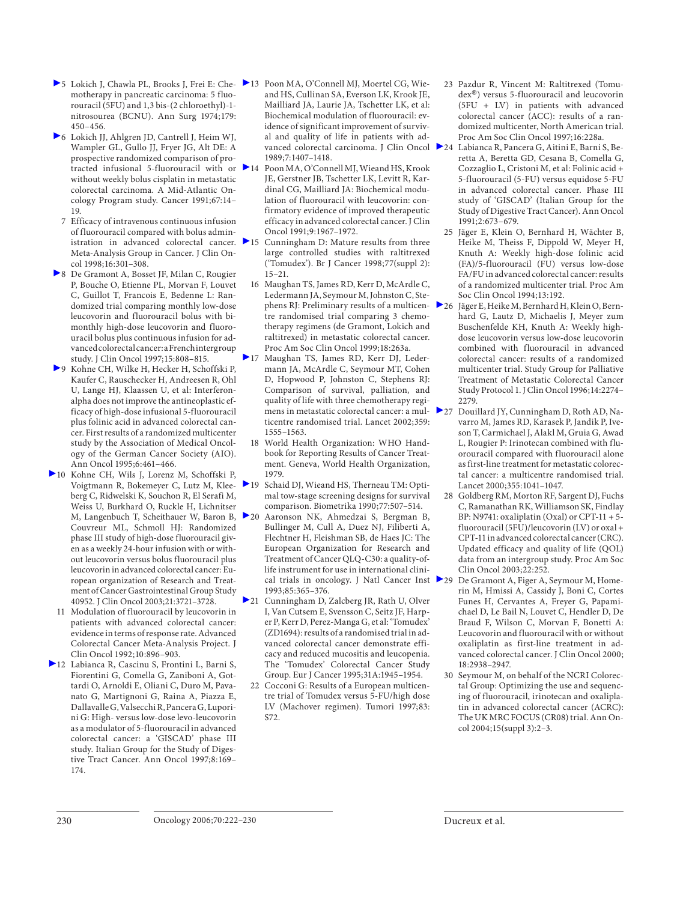5 Lokich J, Chawla PL, Brooks J, Frei E: Chemotherapy in pancreatic carcinoma: 5 fluorouracil (5FU) and 1,3 bis-(2 chloroethyl)-1-nitrosourea (BCNU). Ann Surg 1974;179:450–456.

6 Lokich JJ, Ahlgren JD, Cantrell J, Heim WJ, Wampler GL, Gullo JJ, Fryer JG, Alt DE: A prospective randomized comparison of protracted infusional 5-fluorouracil with or without weekly bolus cisplatin in metastatic colorectal carcinoma. A Mid-Atlantic Oncology Program study. Cancer 1991;67:14–19.

7 Efficacy of intravenous continuous infusion of fluorouracil compared with bolus administration in advanced colorectal cancer. Meta-Analysis Group in Cancer. J Clin Oncol 1998;16:301–308.

8 De Gramont A, Bosset JF, Milan C, Rougier P, Bouche O, Etienne PL, Morvan F, Louvet C, Guillot T, Francois E, Bedenne L: Randomized trial comparing monthly low-dose leucovorin and fluorouracil bolus with bimonthly high-dose leucovorin and fluorouracil bolus plus continuous infusion for advanced colorectal cancer: a French intergroup study. J Clin Oncol 1997;15:808–815.

9 Kohne CH, Wilke H, Hecker H, Schoffski P, Kaufer C, Rauschecker H, Andreesen R, Ohl U, Lange HJ, Klaassen U, et al: Interferon-alpha does not improve the antineoplastic efficacy of high-dose infusional 5-fluorouracil plus folinic acid in advanced colorectal cancer. First results of a randomized multicenter study by the Association of Medical Oncology of the German Cancer Society (AIO). Ann Oncol 1995;6:461–466.

10 Kohne CH, Wils J, Lorenz M, Schoffski P, Voigtmann R, Bokemeyer C, Lutz M, Kleeberg C, Ridwelski K, Souchon R, El Serafi M, Weiss U, Burkhard O, Ruckle H, Lichnitser M, Langenbuch T, Scheithauer W, Baron B, Couvreur ML, Schmoll HJ: Randomized phase III study of high-dose fluorouracil given as a weekly 24-hour infusion with or without leucovorin versus bolus fluorouracil plus leucovorin in advanced colorectal cancer: European organization of Research and Treatment of Cancer Gastrointestinal Group Study 40952. J Clin Oncol 2003;21:3721–3728.

11 Modulation of fluorouracil by leucovorin in patients with advanced colorectal cancer: evidence in terms of response rate. Advanced Colorectal Cancer Meta-Analysis Project. J Clin Oncol 1992;10:896–903.

12 Labianca R, Cascinu S, Frontini L, Barni S, Fiorentini G, Comella G, Zaniboni A, Gottardi O, Arnoldi E, Oliani C, Duro M, Pavanato G, Martignoni G, Raina A, Piazza E, Dallavalle G, Valsecchi R, Pancera G, Luporini G: High- versus low-dose levo-leucovorin as a modulator of 5-fluorouracil in advanced colorectal cancer: a 'GISCAD' phase III study. Italian Group for the Study of Digestive Tract Cancer. Ann Oncol 1997;8:169–174.

13 Poon MA, O'Connell MJ, Moertel CG, Wieand HS, Cullinan SA, Everson LK, Krook JE, Mailliard JA, Laurie JA, Tschetter LK, et al: Biochemical modulation of fluorouracil: evidence of significant improvement of survival and quality of life in patients with advanced colorectal carcinoma. J Clin Oncol 1989;7:1407–1418.

14 Poon MA, O'Connell MJ, Wieand HS, Krook JE, Gerstner JB, Tschetter LK, Levitt R, Kardinal CG, Mailliard JA: Biochemical modulation of fluorouracil with leucovorin: confirmatory evidence of improved therapeutic efficacy in advanced colorectal cancer. J Clin Oncol 1991;9:1967–1972.

15 Cunningham D: Mature results from three large controlled studies with raltitrexed ('Tomudex'). Br J Cancer 1998;77(suppl 2):15–21.

16 Maughan TS, James RD, Kerr D, McArdle C, Ledermann JA, Seymour M, Johnston C, Stephens RJ: Preliminary results of a multicentre randomised trial comparing 3 chemotherapy regimens (de Gramont, Lokich and raltitrexed) in metastatic colorectal cancer. Proc Am Soc Clin Oncol 1999;18:263a.

17 Maughan TS, James RD, Kerr DJ, Ledermann JA, McArdle C, Seymour MT, Cohen D, Hopwood P, Johnston C, Stephens RJ: Comparison of survival, palliation, and quality of life with three chemotherapy regimens in metastatic colorectal cancer: a multicentre randomised trial. Lancet 2002;359:1555–1563.

18 World Health Organization: WHO Handbook for Reporting Results of Cancer Treatment. Geneva, World Health Organization, 1979.

19 Schaid DJ, Wieand HS, Therneau TM: Optimal tow-stage screening designs for survival comparison. Biometrika 1990;77:507–514.

20 Aaronson NK, Ahmedzai S, Bergman B, Bullinger M, Cull A, Duez NJ, Filiberti A, Flechtner H, Fleishman SB, de Haes JC: The European Organization for Research and Treatment of Cancer QLQ-C30: a quality-of-life instrument for use in international clinical trials in oncology. J Natl Cancer Inst 1993;85:365–376.

21 Cunningham D, Zalcberg JR, Rath U, Olver I, Van Cutsem E, Svensson C, Seitz JF, Harper P, Kerr D, Perez-Manga G, et al: 'Tomudex' (ZD1694): results of a randomised trial in advanced colorectal cancer demonstrate efficacy and reduced mucositis and leucopenia. The 'Tomudex' Colorectal Cancer Study Group. Eur J Cancer 1995;31A:1945–1954.

22 Cocconi G: Results of a European multicentre trial of Tomudex versus 5-FU/high dose LV (Machover regimen). Tumori 1997;83:S72.

23 Pazdur R, Vincent M: Raltitrexed (Tomudex®) versus 5-fluorouracil and leucovorin (5FU + LV) in patients with advanced colorectal cancer (ACC): results of a randomized multicenter, North American trial. Proc Am Soc Clin Oncol 1997;16:228a.

24 Labianca R, Pancera G, Aitini E, Barni S, Beretta A, Beretta GD, Cesana B, Comella G, Cozzaglio L, Cristoni M, et al: Folinic acid + 5-fluorouracil (5-FU) versus equidose 5-FU in advanced colorectal cancer. Phase III study of 'GISCAD' (Italian Group for the Study of Digestive Tract Cancer). Ann Oncol 1991;2:673–679.

25 Jäger E, Klein O, Bernhard H, Wächter B, Heike M, Theiss F, Dippold W, Meyer H, Knuth A: Weekly high-dose folinic acid (FA)/5-fluorouracil (FU) versus low-dose FA/FU in advanced colorectal cancer: results of a randomized multicenter trial. Proc Am Soc Clin Oncol 1994;13:192.

26 Jäger E, Heike M, Bernhard H, Klein O, Bernhard G, Lautz D, Michaelis J, Meyer zum Buschenfelde KH, Knuth A: Weekly high-dose leucovorin versus low-dose leucovorin combined with fluorouracil in advanced colorectal cancer: results of a randomized multicenter trial. Study Group for Palliative Treatment of Metastatic Colorectal Cancer Study Protocol 1. J Clin Oncol 1996;14:2274–2279.

27 Douillard JY, Cunningham D, Roth AD, Navarro M, James RD, Karasek P, Jandik P, Iveson T, Carmichael J, Alakl M, Gruia G, Awad L, Rougier P: Irinotecan combined with fluorouracil compared with fluorouracil alone as first-line treatment for metastatic colorectal cancer: a multicentre randomised trial. Lancet 2000;355:1041–1047.

28 Goldberg RM, Morton RF, Sargent DJ, Fuchs C, Ramanathan RK, Williamson SK, Findlay BP: N9741: oxaliplatin (Oxal) or CPT-11 + 5-fluorouracil (5FU)/leucovorin (LV) or oxal + CPT-11 in advanced colorectal cancer (CRC). Updated efficacy and quality of life (QOL) data from an intergroup study. Proc Am Soc Clin Oncol 2003;22:252.

29 De Gramont A, Figer A, Seymour M, Homerin M, Hmissi A, Cassidy J, Boni C, Cortes Funes H, Cervantes A, Freyer G, Papamichael D, Le Bail N, Louvet C, Hendler D, De Braud F, Wilson C, Morvan F, Bonetti A: Leucovorin and fluorouracil with or without oxaliplatin as first-line treatment in advanced colorectal cancer. J Clin Oncol 2000;18:2938–2947.

30 Seymour M, on behalf of the NCRI Colorectal Group: Optimizing the use and sequencing of fluorouracil, irinotecan and oxaliplatin in advanced colorectal cancer (ACRC): The UK MRC FOCUS (CR08) trial. Ann Oncol 2004;15(suppl 3):2–3.